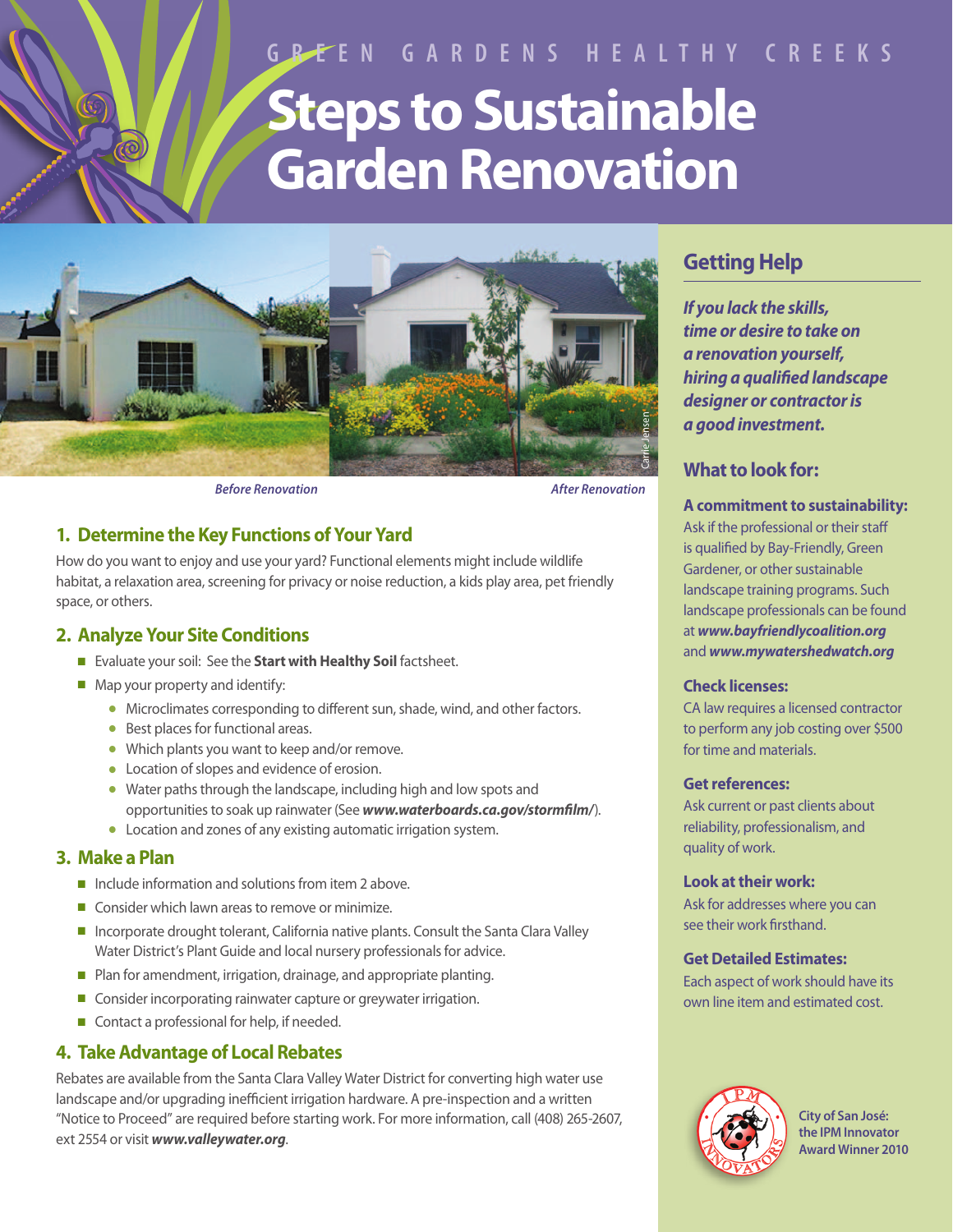GREEN GARDENS HEALTHY CREEKS

# Steps to Sustainable Garden Renovation

*Before Renovation* *After Renovation*

Carrie Jensen

## 1. Determine the Key Functions of Your Yard

How do you want to enjoy and use your yard? Functional elements might include wildlife habitat, a relaxation area, screening for privacy or noise reduction, a kids play area, pet friendly space, or others.

## 2. Analyze Your Site Conditions

- Evaluate your soil: See the **Start with Healthy Soil** factsheet.
- Map your property and identify:
  - Microclimates corresponding to different sun, shade, wind, and other factors.
  - Best places for functional areas.
  - Which plants you want to keep and/or remove.
  - Location of slopes and evidence of erosion.
  - Water paths through the landscape, including high and low spots and opportunities to soak up rainwater (See ***www.waterboards.ca.gov/stormfilm/***).
  - Location and zones of any existing automatic irrigation system.

## 3. Make a Plan

- Include information and solutions from item 2 above.
- Consider which lawn areas to remove or minimize.
- Incorporate drought tolerant, California native plants. Consult the Santa Clara Valley Water District's Plant Guide and local nursery professionals for advice.
- Plan for amendment, irrigation, drainage, and appropriate planting.
- Consider incorporating rainwater capture or greywater irrigation.
- Contact a professional for help, if needed.

## 4. Take Advantage of Local Rebates

Rebates are available from the Santa Clara Valley Water District for converting high water use landscape and/or upgrading inefficient irrigation hardware. A pre-inspection and a written "Notice to Proceed" are required before starting work. For more information, call (408) 265-2607, ext 2554 or visit ***www.valleywater.org***.

## Getting Help

***If you lack the skills, time or desire to take on a renovation yourself, hiring a qualified landscape designer or contractor is a good investment.***

### What to look for:

**A commitment to sustainability:**
Ask if the professional or their staff is qualified by Bay-Friendly, Green Gardener, or other sustainable landscape training programs. Such landscape professionals can be found at ***www.bayfriendlycoalition.org*** and ***www.mywatershedwatch.org***

**Check licenses:**
CA law requires a licensed contractor to perform any job costing over $500 for time and materials.

**Get references:**
Ask current or past clients about reliability, professionalism, and quality of work.

**Look at their work:**
Ask for addresses where you can see their work firsthand.

**Get Detailed Estimates:**
Each aspect of work should have its own line item and estimated cost.

**City of San José: the IPM Innovator Award Winner 2010**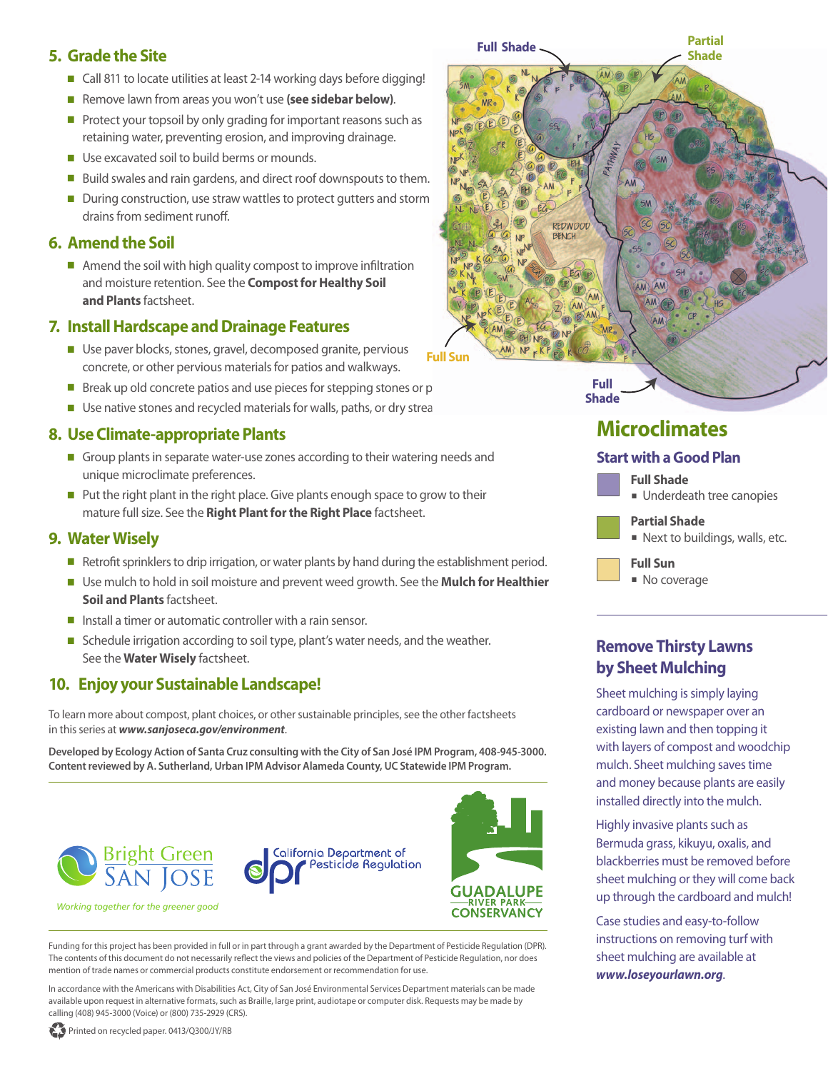## 5. Grade the Site

- Call 811 to locate utilities at least 2-14 working days before digging!
- Remove lawn from areas you won't use **(see sidebar below)**.
- Protect your topsoil by only grading for important reasons such as retaining water, preventing erosion, and improving drainage.
- Use excavated soil to build berms or mounds.
- Build swales and rain gardens, and direct roof downspouts to them.
- During construction, use straw wattles to protect gutters and storm drains from sediment runoff.

## 6. Amend the Soil

- Amend the soil with high quality compost to improve infiltration and moisture retention. See the **Compost for Healthy Soil and Plants** factsheet.

## 7. Install Hardscape and Drainage Features

- Use paver blocks, stones, gravel, decomposed granite, pervious concrete, or other pervious materials for patios and walkways.
- Break up old concrete patios and use pieces for stepping stones or p
- Use native stones and recycled materials for walls, paths, or dry strea

## 8. Use Climate-appropriate Plants

- Group plants in separate water-use zones according to their watering needs and unique microclimate preferences.
- Put the right plant in the right place. Give plants enough space to grow to their mature full size. See the **Right Plant for the Right Place** factsheet.

## 9. Water Wisely

- Retrofit sprinklers to drip irrigation, or water plants by hand during the establishment period.
- Use mulch to hold in soil moisture and prevent weed growth. See the **Mulch for Healthier Soil and Plants** factsheet.
- Install a timer or automatic controller with a rain sensor.
- Schedule irrigation according to soil type, plant's water needs, and the weather. See the **Water Wisely** factsheet.

## 10. Enjoy your Sustainable Landscape!

To learn more about compost, plant choices, or other sustainable principles, see the other factsheets in this series at ***www.sanjoseca.gov/environment***.

**Developed by Ecology Action of Santa Cruz consulting with the City of San José IPM Program, 408-945-3000. Content reviewed by A. Sutherland, Urban IPM Advisor Alameda County, UC Statewide IPM Program.**

Full Shade

Partial Shade

Full Sun

Full Shade

## Microclimates

### Start with a Good Plan

**Full Shade**
- Underdeath tree canopies

**Partial Shade**
- Next to buildings, walls, etc.

**Full Sun**
- No coverage

### Remove Thirsty Lawns by Sheet Mulching

Sheet mulching is simply laying cardboard or newspaper over an existing lawn and then topping it with layers of compost and woodchip mulch. Sheet mulching saves time and money because plants are easily installed directly into the mulch.

Highly invasive plants such as Bermuda grass, kikuyu, oxalis, and blackberries must be removed before sheet mulching or they will come back up through the cardboard and mulch!

Case studies and easy-to-follow instructions on removing turf with sheet mulching are available at ***www.loseyourlawn.org***.

Bright Green SAN JOSE

*Working together for the greener good*

California Department of Pesticide Regulation

GUADALUPE RIVER PARK CONSERVANCY

Funding for this project has been provided in full or in part through a grant awarded by the Department of Pesticide Regulation (DPR). The contents of this document do not necessarily reflect the views and policies of the Department of Pesticide Regulation, nor does mention of trade names or commercial products constitute endorsement or recommendation for use.

In accordance with the Americans with Disabilities Act, City of San José Environmental Services Department materials can be made available upon request in alternative formats, such as Braille, large print, audiotape or computer disk. Requests may be made by calling (408) 945-3000 (Voice) or (800) 735-2929 (CRS).

Printed on recycled paper. 0413/Q300/JY/RB